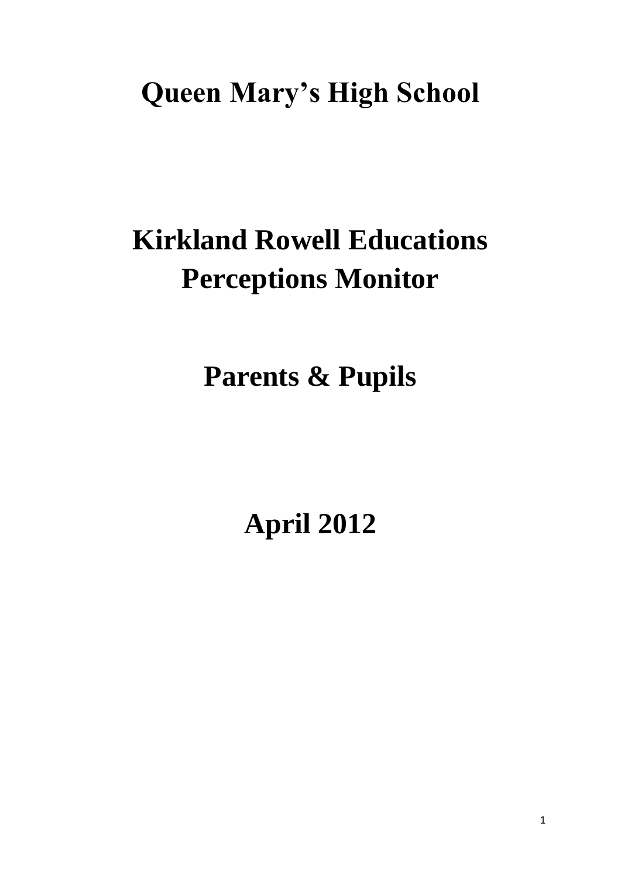# Queen Mary's High School

# Kirkland Rowell Educations Perceptions Monitor

# Parents & Pupils

# April 2012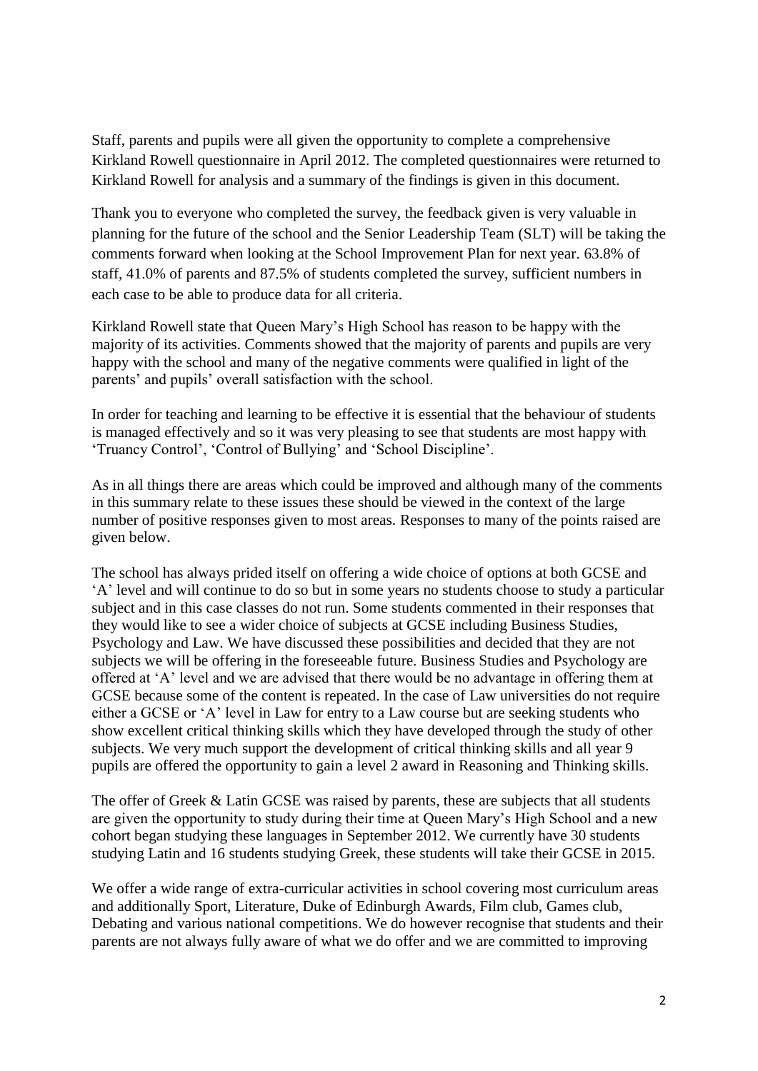Staff, parents and pupils were all given the opportunity to complete a comprehensive Kirkland Rowell questionnaire in April 2012. The completed questionnaires were returned to Kirkland Rowell for analysis and a summary of the findings is given in this document.

Thank you to everyone who completed the survey, the feedback given is very valuable in planning for the future of the school and the Senior Leadership Team (SLT) will be taking the comments forward when looking at the School Improvement Plan for next year. 63.8% of staff, 41.0% of parents and 87.5% of students completed the survey, sufficient numbers in each case to be able to produce data for all criteria.

Kirkland Rowell state that Queen Mary's High School has reason to be happy with the majority of its activities. Comments showed that the majority of parents and pupils are very happy with the school and many of the negative comments were qualified in light of the parents' and pupils' overall satisfaction with the school.

In order for teaching and learning to be effective it is essential that the behaviour of students is managed effectively and so it was very pleasing to see that students are most happy with 'Truancy Control', 'Control of Bullying' and 'School Discipline'.

As in all things there are areas which could be improved and although many of the comments in this summary relate to these issues these should be viewed in the context of the large number of positive responses given to most areas. Responses to many of the points raised are given below.

The school has always prided itself on offering a wide choice of options at both GCSE and 'A' level and will continue to do so but in some years no students choose to study a particular subject and in this case classes do not run. Some students commented in their responses that they would like to see a wider choice of subjects at GCSE including Business Studies, Psychology and Law. We have discussed these possibilities and decided that they are not subjects we will be offering in the foreseeable future. Business Studies and Psychology are offered at 'A' level and we are advised that there would be no advantage in offering them at GCSE because some of the content is repeated. In the case of Law universities do not require either a GCSE or 'A' level in Law for entry to a Law course but are seeking students who show excellent critical thinking skills which they have developed through the study of other subjects. We very much support the development of critical thinking skills and all year 9 pupils are offered the opportunity to gain a level 2 award in Reasoning and Thinking skills.

The offer of Greek & Latin GCSE was raised by parents, these are subjects that all students are given the opportunity to study during their time at Queen Mary's High School and a new cohort began studying these languages in September 2012. We currently have 30 students studying Latin and 16 students studying Greek, these students will take their GCSE in 2015.

We offer a wide range of extra-curricular activities in school covering most curriculum areas and additionally Sport, Literature, Duke of Edinburgh Awards, Film club, Games club, Debating and various national competitions. We do however recognise that students and their parents are not always fully aware of what we do offer and we are committed to improving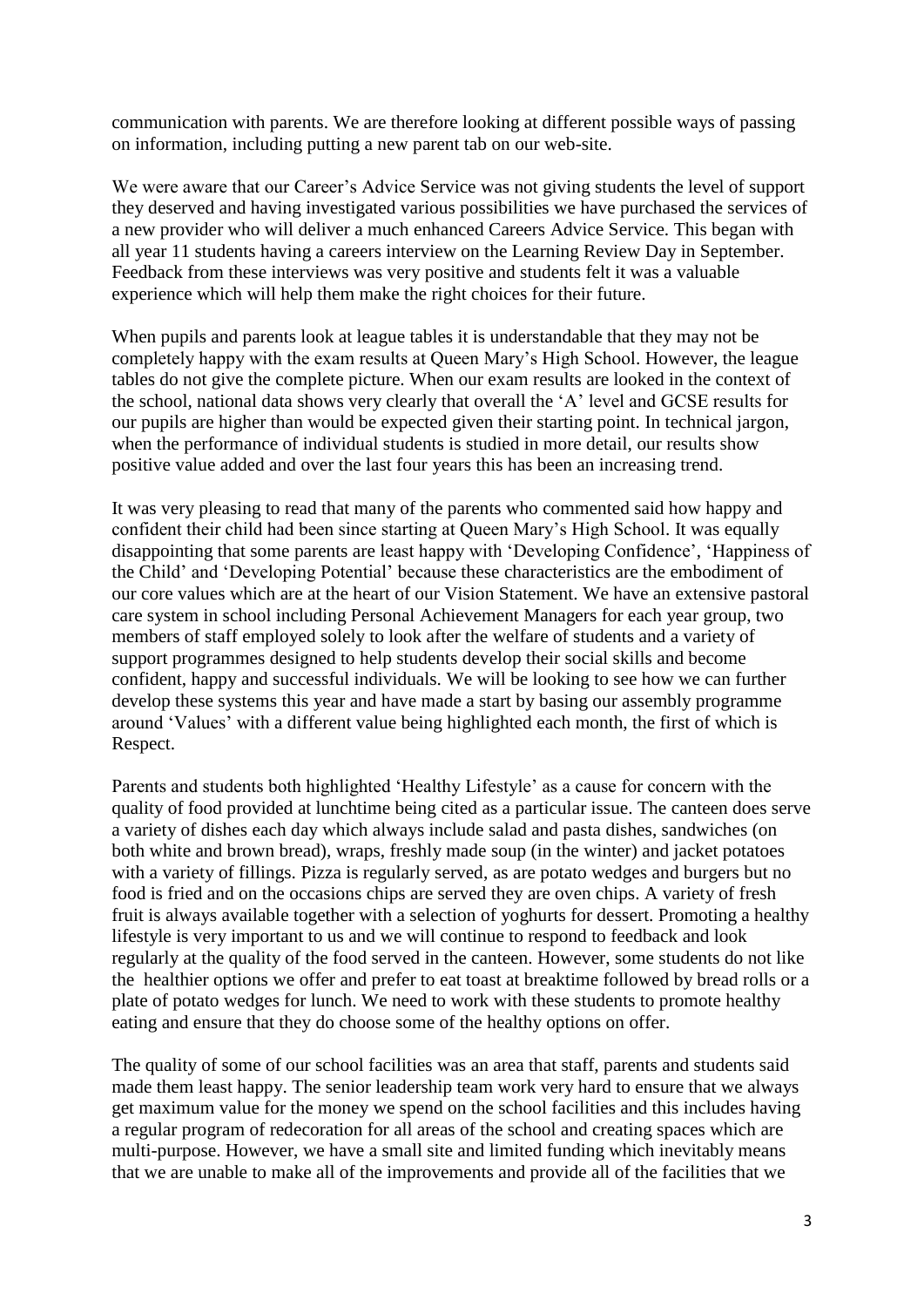communication with parents. We are therefore looking at different possible ways of passing on information, including putting a new parent tab on our web-site.

We were aware that our Career's Advice Service was not giving students the level of support they deserved and having investigated various possibilities we have purchased the services of a new provider who will deliver a much enhanced Careers Advice Service. This began with all year 11 students having a careers interview on the Learning Review Day in September. Feedback from these interviews was very positive and students felt it was a valuable experience which will help them make the right choices for their future.

When pupils and parents look at league tables it is understandable that they may not be completely happy with the exam results at Queen Mary's High School. However, the league tables do not give the complete picture. When our exam results are looked in the context of the school, national data shows very clearly that overall the 'A' level and GCSE results for our pupils are higher than would be expected given their starting point. In technical jargon, when the performance of individual students is studied in more detail, our results show positive value added and over the last four years this has been an increasing trend.

It was very pleasing to read that many of the parents who commented said how happy and confident their child had been since starting at Queen Mary's High School. It was equally disappointing that some parents are least happy with 'Developing Confidence', 'Happiness of the Child' and 'Developing Potential' because these characteristics are the embodiment of our core values which are at the heart of our Vision Statement. We have an extensive pastoral care system in school including Personal Achievement Managers for each year group, two members of staff employed solely to look after the welfare of students and a variety of support programmes designed to help students develop their social skills and become confident, happy and successful individuals. We will be looking to see how we can further develop these systems this year and have made a start by basing our assembly programme around 'Values' with a different value being highlighted each month, the first of which is Respect.

Parents and students both highlighted 'Healthy Lifestyle' as a cause for concern with the quality of food provided at lunchtime being cited as a particular issue. The canteen does serve a variety of dishes each day which always include salad and pasta dishes, sandwiches (on both white and brown bread), wraps, freshly made soup (in the winter) and jacket potatoes with a variety of fillings. Pizza is regularly served, as are potato wedges and burgers but no food is fried and on the occasions chips are served they are oven chips. A variety of fresh fruit is always available together with a selection of yoghurts for dessert. Promoting a healthy lifestyle is very important to us and we will continue to respond to feedback and look regularly at the quality of the food served in the canteen. However, some students do not like the healthier options we offer and prefer to eat toast at breaktime followed by bread rolls or a plate of potato wedges for lunch. We need to work with these students to promote healthy eating and ensure that they do choose some of the healthy options on offer.

The quality of some of our school facilities was an area that staff, parents and students said made them least happy. The senior leadership team work very hard to ensure that we always get maximum value for the money we spend on the school facilities and this includes having a regular program of redecoration for all areas of the school and creating spaces which are multi-purpose. However, we have a small site and limited funding which inevitably means that we are unable to make all of the improvements and provide all of the facilities that we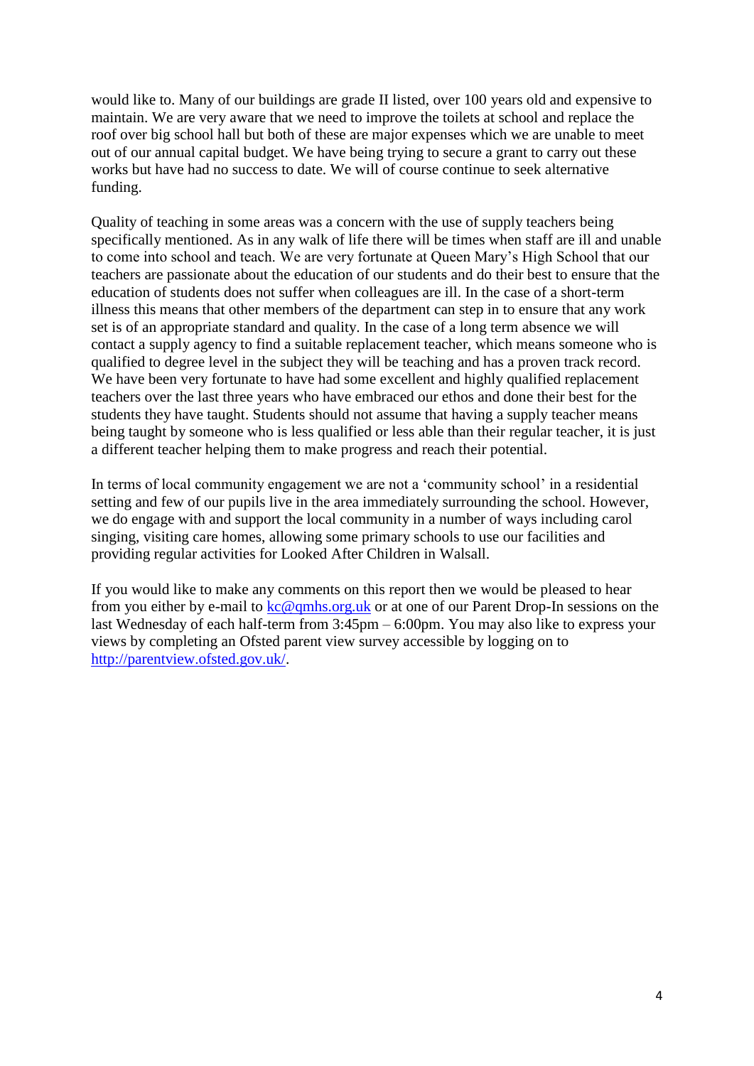would like to. Many of our buildings are grade II listed, over 100 years old and expensive to maintain. We are very aware that we need to improve the toilets at school and replace the roof over big school hall but both of these are major expenses which we are unable to meet out of our annual capital budget. We have being trying to secure a grant to carry out these works but have had no success to date. We will of course continue to seek alternative funding.

Quality of teaching in some areas was a concern with the use of supply teachers being specifically mentioned. As in any walk of life there will be times when staff are ill and unable to come into school and teach. We are very fortunate at Queen Mary's High School that our teachers are passionate about the education of our students and do their best to ensure that the education of students does not suffer when colleagues are ill. In the case of a short-term illness this means that other members of the department can step in to ensure that any work set is of an appropriate standard and quality. In the case of a long term absence we will contact a supply agency to find a suitable replacement teacher, which means someone who is qualified to degree level in the subject they will be teaching and has a proven track record. We have been very fortunate to have had some excellent and highly qualified replacement teachers over the last three years who have embraced our ethos and done their best for the students they have taught. Students should not assume that having a supply teacher means being taught by someone who is less qualified or less able than their regular teacher, it is just a different teacher helping them to make progress and reach their potential.

In terms of local community engagement we are not a 'community school' in a residential setting and few of our pupils live in the area immediately surrounding the school. However, we do engage with and support the local community in a number of ways including carol singing, visiting care homes, allowing some primary schools to use our facilities and providing regular activities for Looked After Children in Walsall.

If you would like to make any comments on this report then we would be pleased to hear from you either by e-mail to kc@qmhs.org.uk or at one of our Parent Drop-In sessions on the last Wednesday of each half-term from 3:45pm – 6:00pm. You may also like to express your views by completing an Ofsted parent view survey accessible by logging on to http://parentview.ofsted.gov.uk/.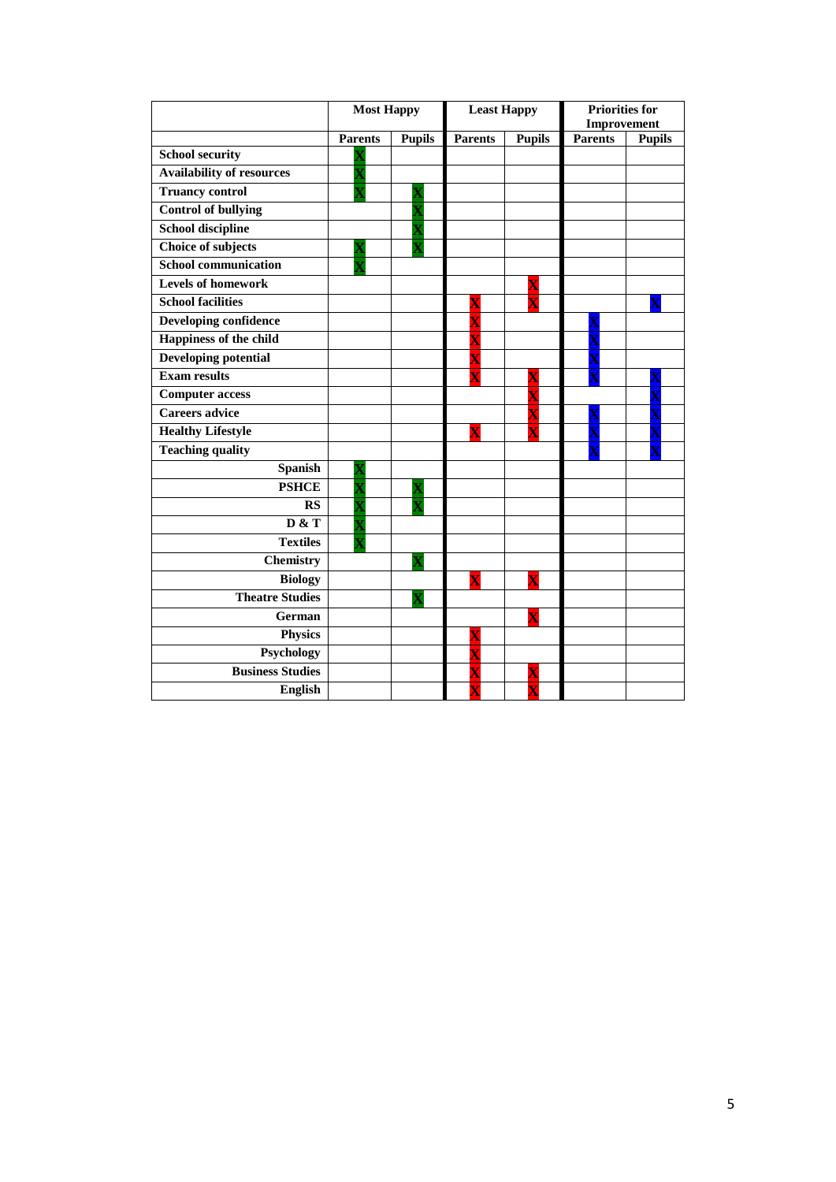| | Most Happy | | Least Happy | | Priorities for Improvement | |
|---|---|---|---|---|---|---|
| | Parents | Pupils | Parents | Pupils | Parents | Pupils |
| **School security** | X | | | | | |
| **Availability of resources** | X | | | | | |
| **Truancy control** | X | X | | | | |
| **Control of bullying** | | X | | | | |
| **School discipline** | | X | | | | |
| **Choice of subjects** | X | X | | | | |
| **School communication** | X | | | | | |
| **Levels of homework** | | | | X | | |
| **School facilities** | | | X | X | | X |
| **Developing confidence** | | | X | | X | |
| **Happiness of the child** | | | X | | X | |
| **Developing potential** | | | X | | X | |
| **Exam results** | | | X | X | X | X |
| **Computer access** | | | | X | | X |
| **Careers advice** | | | | X | X | X |
| **Healthy Lifestyle** | | | X | X | X | X |
| **Teaching quality** | | | | | X | X |
| **Spanish** | X | | | | | |
| **PSHCE** | X | X | | | | |
| **RS** | X | X | | | | |
| **D & T** | X | | | | | |
| **Textiles** | X | | | | | |
| **Chemistry** | | X | | | | |
| **Biology** | | | X | X | | |
| **Theatre Studies** | | X | | | | |
| **German** | | | | X | | |
| **Physics** | | | X | | | |
| **Psychology** | | | X | | | |
| **Business Studies** | | | X | X | | |
| **English** | | | X | X | | |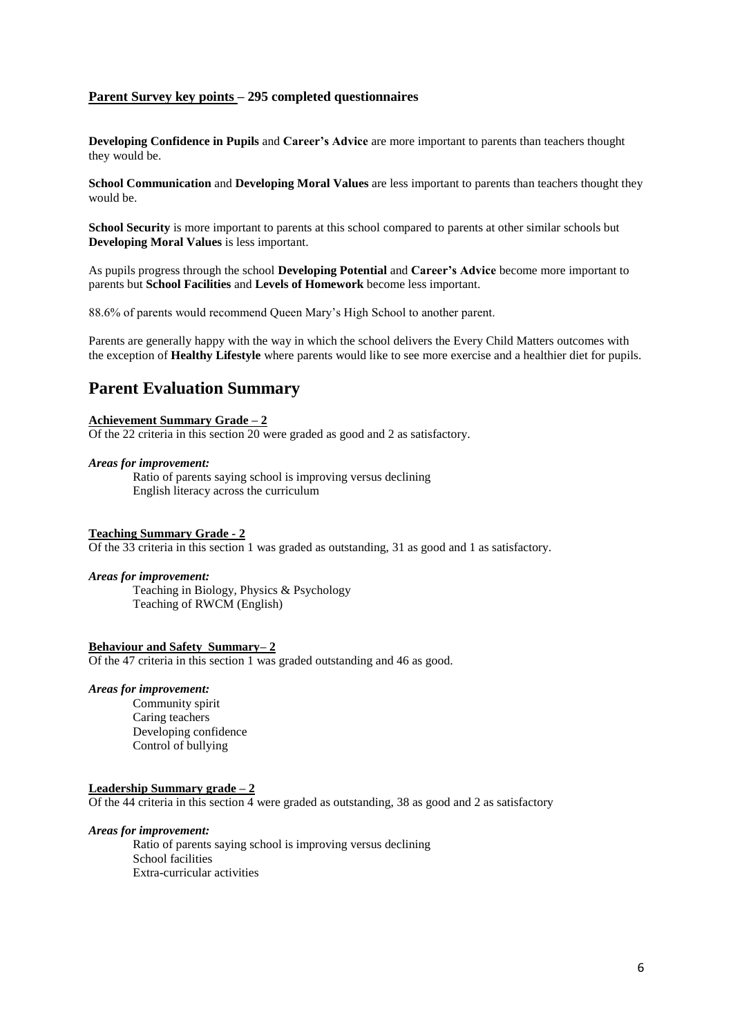**Parent Survey key points – 295 completed questionnaires**

**Developing Confidence in Pupils** and **Career's Advice** are more important to parents than teachers thought they would be.

**School Communication** and **Developing Moral Values** are less important to parents than teachers thought they would be.

**School Security** is more important to parents at this school compared to parents at other similar schools but **Developing Moral Values** is less important.

As pupils progress through the school **Developing Potential** and **Career's Advice** become more important to parents but **School Facilities** and **Levels of Homework** become less important.

88.6% of parents would recommend Queen Mary's High School to another parent.

Parents are generally happy with the way in which the school delivers the Every Child Matters outcomes with the exception of **Healthy Lifestyle** where parents would like to see more exercise and a healthier diet for pupils.

# Parent Evaluation Summary

**Achievement Summary Grade – 2**

Of the 22 criteria in this section 20 were graded as good and 2 as satisfactory.

***Areas for improvement:***

- Ratio of parents saying school is improving versus declining
- English literacy across the curriculum

**Teaching Summary Grade - 2**

Of the 33 criteria in this section 1 was graded as outstanding, 31 as good and 1 as satisfactory.

***Areas for improvement:***

- Teaching in Biology, Physics & Psychology
- Teaching of RWCM (English)

**Behaviour and Safety Summary– 2**

Of the 47 criteria in this section 1 was graded outstanding and 46 as good.

***Areas for improvement:***

- Community spirit
- Caring teachers
- Developing confidence
- Control of bullying

**Leadership Summary grade – 2**

Of the 44 criteria in this section 4 were graded as outstanding, 38 as good and 2 as satisfactory

***Areas for improvement:***

- Ratio of parents saying school is improving versus declining
- School facilities
- Extra-curricular activities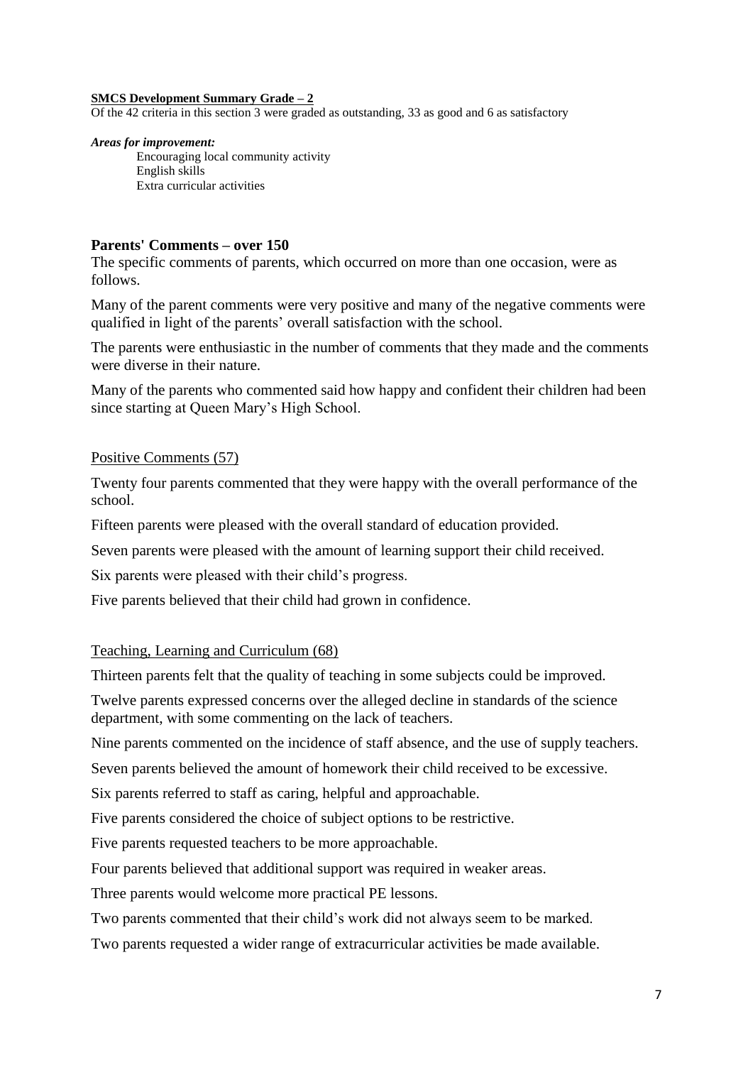**SMCS Development Summary Grade – 2**

Of the 42 criteria in this section 3 were graded as outstanding, 33 as good and 6 as satisfactory

***Areas for improvement:***

Encouraging local community activity
English skills
Extra curricular activities

## Parents' Comments – over 150

The specific comments of parents, which occurred on more than one occasion, were as follows.

Many of the parent comments were very positive and many of the negative comments were qualified in light of the parents' overall satisfaction with the school.

The parents were enthusiastic in the number of comments that they made and the comments were diverse in their nature.

Many of the parents who commented said how happy and confident their children had been since starting at Queen Mary's High School.

<u>Positive Comments (57)</u>

Twenty four parents commented that they were happy with the overall performance of the school.

Fifteen parents were pleased with the overall standard of education provided.

Seven parents were pleased with the amount of learning support their child received.

Six parents were pleased with their child's progress.

Five parents believed that their child had grown in confidence.

<u>Teaching, Learning and Curriculum (68)</u>

Thirteen parents felt that the quality of teaching in some subjects could be improved.

Twelve parents expressed concerns over the alleged decline in standards of the science department, with some commenting on the lack of teachers.

Nine parents commented on the incidence of staff absence, and the use of supply teachers.

Seven parents believed the amount of homework their child received to be excessive.

Six parents referred to staff as caring, helpful and approachable.

Five parents considered the choice of subject options to be restrictive.

Five parents requested teachers to be more approachable.

Four parents believed that additional support was required in weaker areas.

Three parents would welcome more practical PE lessons.

Two parents commented that their child's work did not always seem to be marked.

Two parents requested a wider range of extracurricular activities be made available.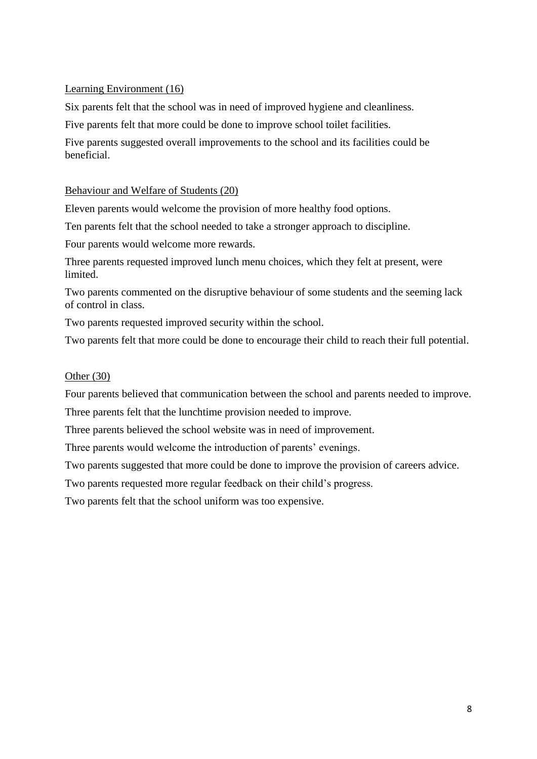Learning Environment (16)

Six parents felt that the school was in need of improved hygiene and cleanliness.

Five parents felt that more could be done to improve school toilet facilities.

Five parents suggested overall improvements to the school and its facilities could be beneficial.

Behaviour and Welfare of Students (20)

Eleven parents would welcome the provision of more healthy food options.

Ten parents felt that the school needed to take a stronger approach to discipline.

Four parents would welcome more rewards.

Three parents requested improved lunch menu choices, which they felt at present, were limited.

Two parents commented on the disruptive behaviour of some students and the seeming lack of control in class.

Two parents requested improved security within the school.

Two parents felt that more could be done to encourage their child to reach their full potential.

Other (30)

Four parents believed that communication between the school and parents needed to improve.

Three parents felt that the lunchtime provision needed to improve.

Three parents believed the school website was in need of improvement.

Three parents would welcome the introduction of parents' evenings.

Two parents suggested that more could be done to improve the provision of careers advice.

Two parents requested more regular feedback on their child's progress.

Two parents felt that the school uniform was too expensive.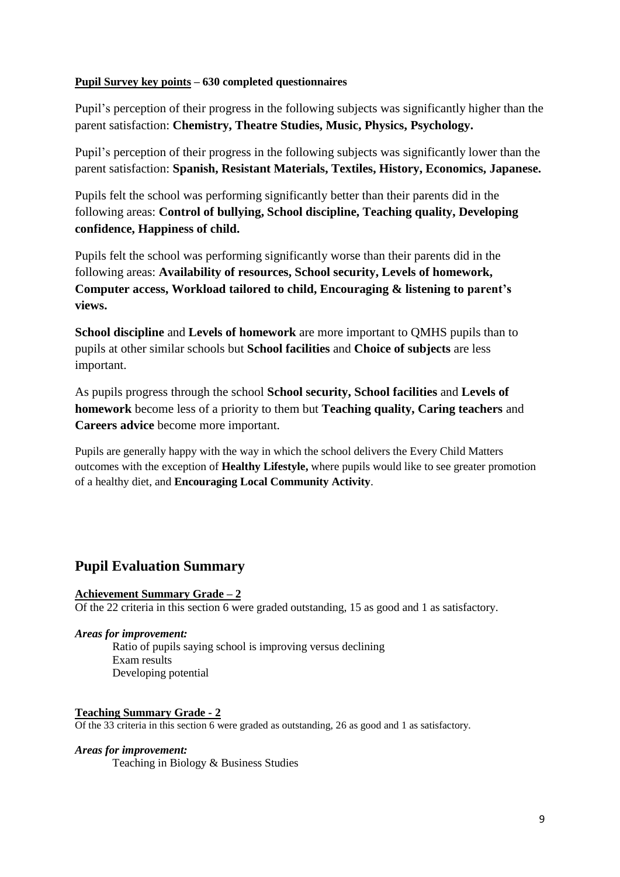**Pupil Survey key points – 630 completed questionnaires**

Pupil's perception of their progress in the following subjects was significantly higher than the parent satisfaction: **Chemistry, Theatre Studies, Music, Physics, Psychology.**

Pupil's perception of their progress in the following subjects was significantly lower than the parent satisfaction: **Spanish, Resistant Materials, Textiles, History, Economics, Japanese.**

Pupils felt the school was performing significantly better than their parents did in the following areas: **Control of bullying, School discipline, Teaching quality, Developing confidence, Happiness of child.**

Pupils felt the school was performing significantly worse than their parents did in the following areas: **Availability of resources, School security, Levels of homework, Computer access, Workload tailored to child, Encouraging & listening to parent's views.**

**School discipline** and **Levels of homework** are more important to QMHS pupils than to pupils at other similar schools but **School facilities** and **Choice of subjects** are less important.

As pupils progress through the school **School security, School facilities** and **Levels of homework** become less of a priority to them but **Teaching quality, Caring teachers** and **Careers advice** become more important.

Pupils are generally happy with the way in which the school delivers the Every Child Matters outcomes with the exception of **Healthy Lifestyle,** where pupils would like to see greater promotion of a healthy diet, and **Encouraging Local Community Activity**.

## Pupil Evaluation Summary

**Achievement Summary Grade – 2**

Of the 22 criteria in this section 6 were graded outstanding, 15 as good and 1 as satisfactory.

***Areas for improvement:***

- Ratio of pupils saying school is improving versus declining
- Exam results
- Developing potential

**Teaching Summary Grade - 2**

Of the 33 criteria in this section 6 were graded as outstanding, 26 as good and 1 as satisfactory.

***Areas for improvement:***

- Teaching in Biology & Business Studies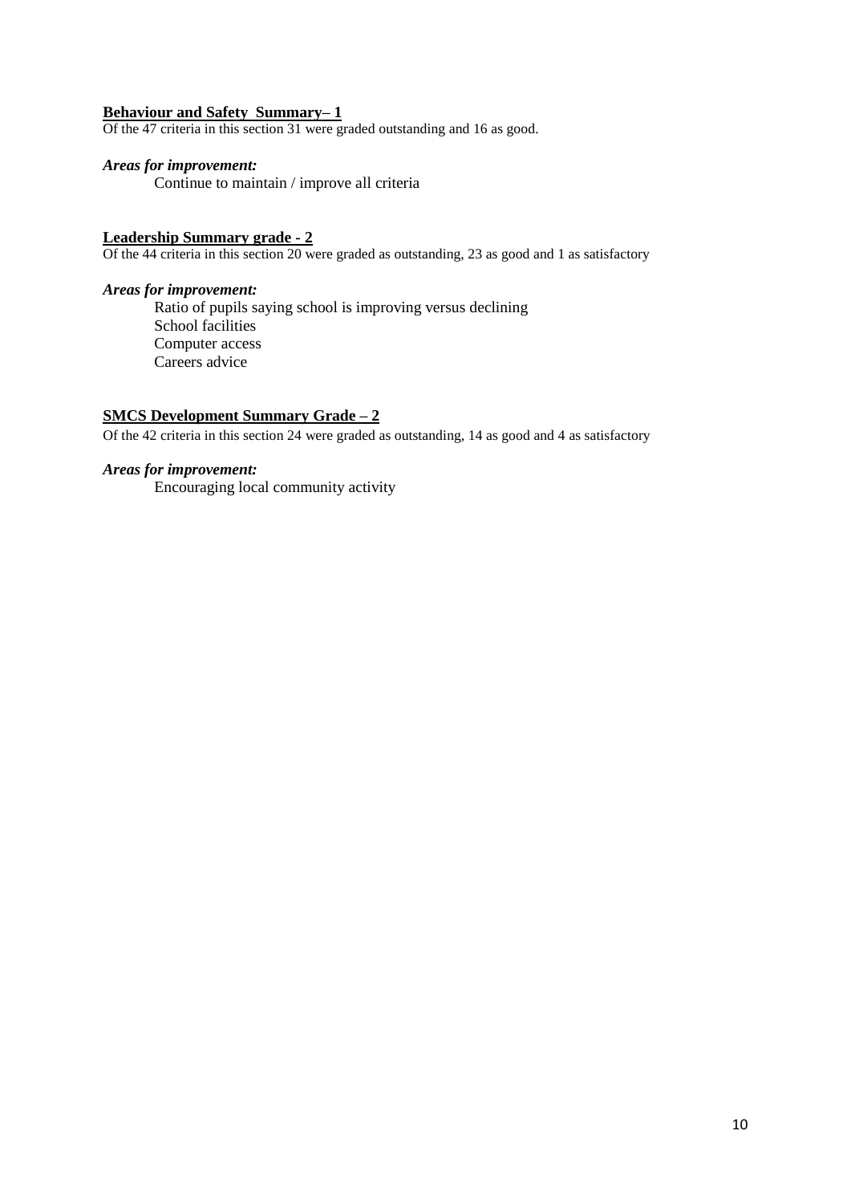**Behaviour and Safety Summary– 1**

Of the 47 criteria in this section 31 were graded outstanding and 16 as good.

***Areas for improvement:***

Continue to maintain / improve all criteria

**Leadership Summary grade - 2**

Of the 44 criteria in this section 20 were graded as outstanding, 23 as good and 1 as satisfactory

***Areas for improvement:***

Ratio of pupils saying school is improving versus declining
School facilities
Computer access
Careers advice

**SMCS Development Summary Grade – 2**

Of the 42 criteria in this section 24 were graded as outstanding, 14 as good and 4 as satisfactory

***Areas for improvement:***

Encouraging local community activity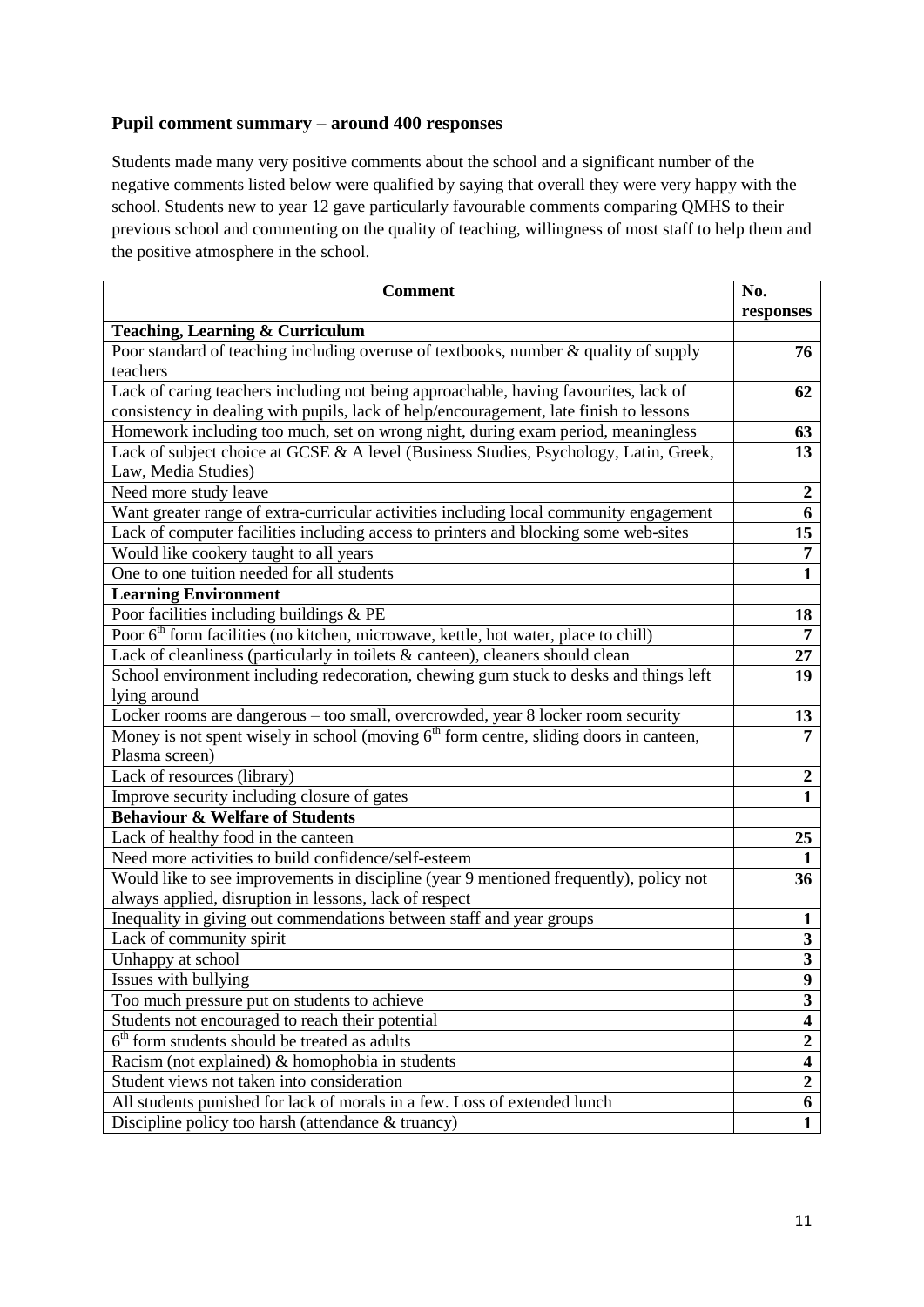### Pupil comment summary – around 400 responses

Students made many very positive comments about the school and a significant number of the negative comments listed below were qualified by saying that overall they were very happy with the school. Students new to year 12 gave particularly favourable comments comparing QMHS to their previous school and commenting on the quality of teaching, willingness of most staff to help them and the positive atmosphere in the school.

| Comment | No. responses |
|---|---|
| **Teaching, Learning & Curriculum** | |
| Poor standard of teaching including overuse of textbooks, number & quality of supply teachers | **76** |
| Lack of caring teachers including not being approachable, having favourites, lack of consistency in dealing with pupils, lack of help/encouragement, late finish to lessons | **62** |
| Homework including too much, set on wrong night, during exam period, meaningless | **63** |
| Lack of subject choice at GCSE & A level (Business Studies, Psychology, Latin, Greek, Law, Media Studies) | **13** |
| Need more study leave | **2** |
| Want greater range of extra-curricular activities including local community engagement | **6** |
| Lack of computer facilities including access to printers and blocking some web-sites | **15** |
| Would like cookery taught to all years | **7** |
| One to one tuition needed for all students | **1** |
| **Learning Environment** | |
| Poor facilities including buildings & PE | **18** |
| Poor 6th form facilities (no kitchen, microwave, kettle, hot water, place to chill) | **7** |
| Lack of cleanliness (particularly in toilets & canteen), cleaners should clean | **27** |
| School environment including redecoration, chewing gum stuck to desks and things left lying around | **19** |
| Locker rooms are dangerous – too small, overcrowded, year 8 locker room security | **13** |
| Money is not spent wisely in school (moving 6th form centre, sliding doors in canteen, Plasma screen) | **7** |
| Lack of resources (library) | **2** |
| Improve security including closure of gates | **1** |
| **Behaviour & Welfare of Students** | |
| Lack of healthy food in the canteen | **25** |
| Need more activities to build confidence/self-esteem | **1** |
| Would like to see improvements in discipline (year 9 mentioned frequently), policy not always applied, disruption in lessons, lack of respect | **36** |
| Inequality in giving out commendations between staff and year groups | **1** |
| Lack of community spirit | **3** |
| Unhappy at school | **3** |
| Issues with bullying | **9** |
| Too much pressure put on students to achieve | **3** |
| Students not encouraged to reach their potential | **4** |
| 6th form students should be treated as adults | **2** |
| Racism (not explained) & homophobia in students | **4** |
| Student views not taken into consideration | **2** |
| All students punished for lack of morals in a few. Loss of extended lunch | **6** |
| Discipline policy too harsh (attendance & truancy) | **1** |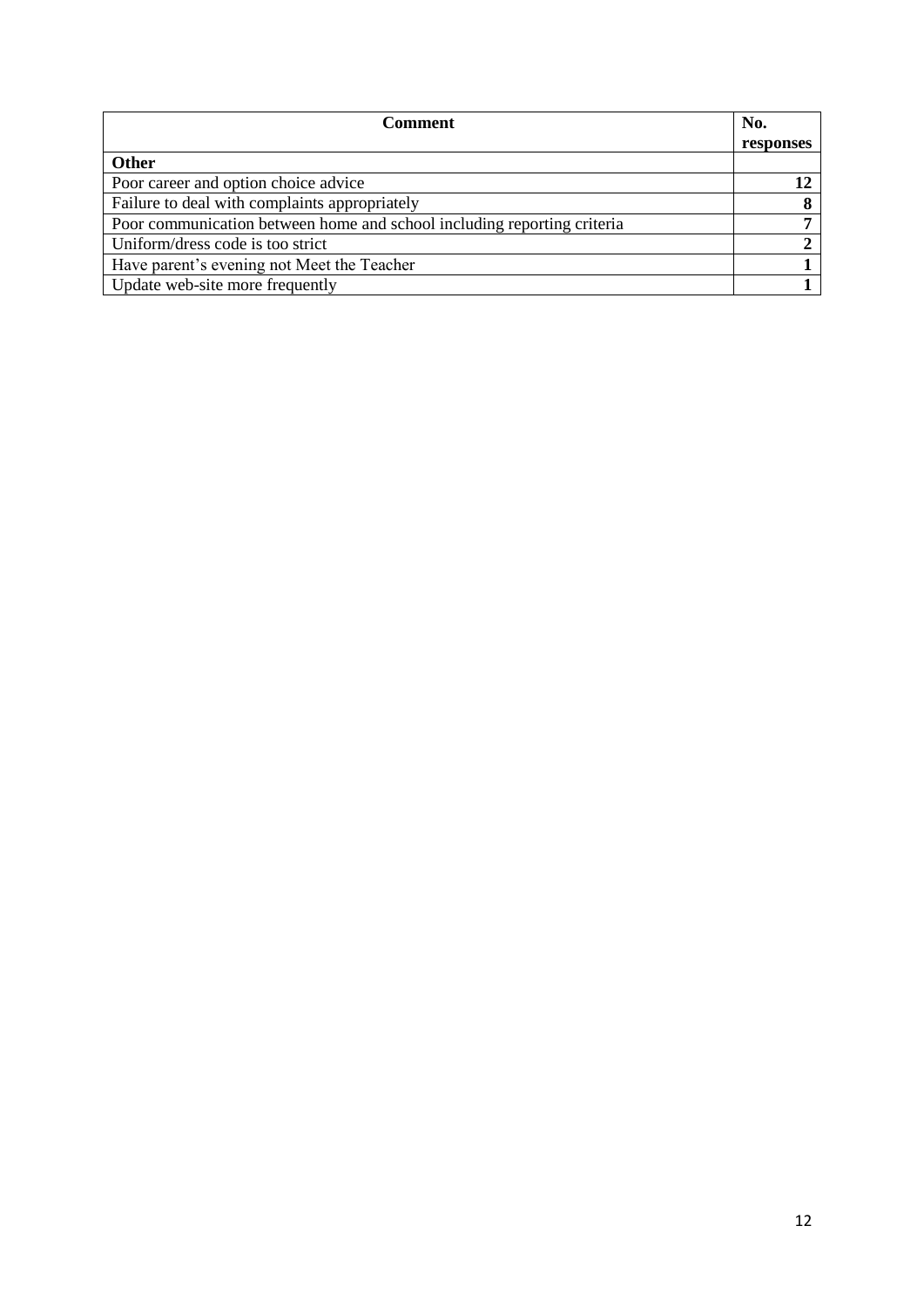| Comment | No. responses |
| --- | --- |
| **Other** | |
| Poor career and option choice advice | **12** |
| Failure to deal with complaints appropriately | **8** |
| Poor communication between home and school including reporting criteria | **7** |
| Uniform/dress code is too strict | **2** |
| Have parent's evening not Meet the Teacher | **1** |
| Update web-site more frequently | **1** |